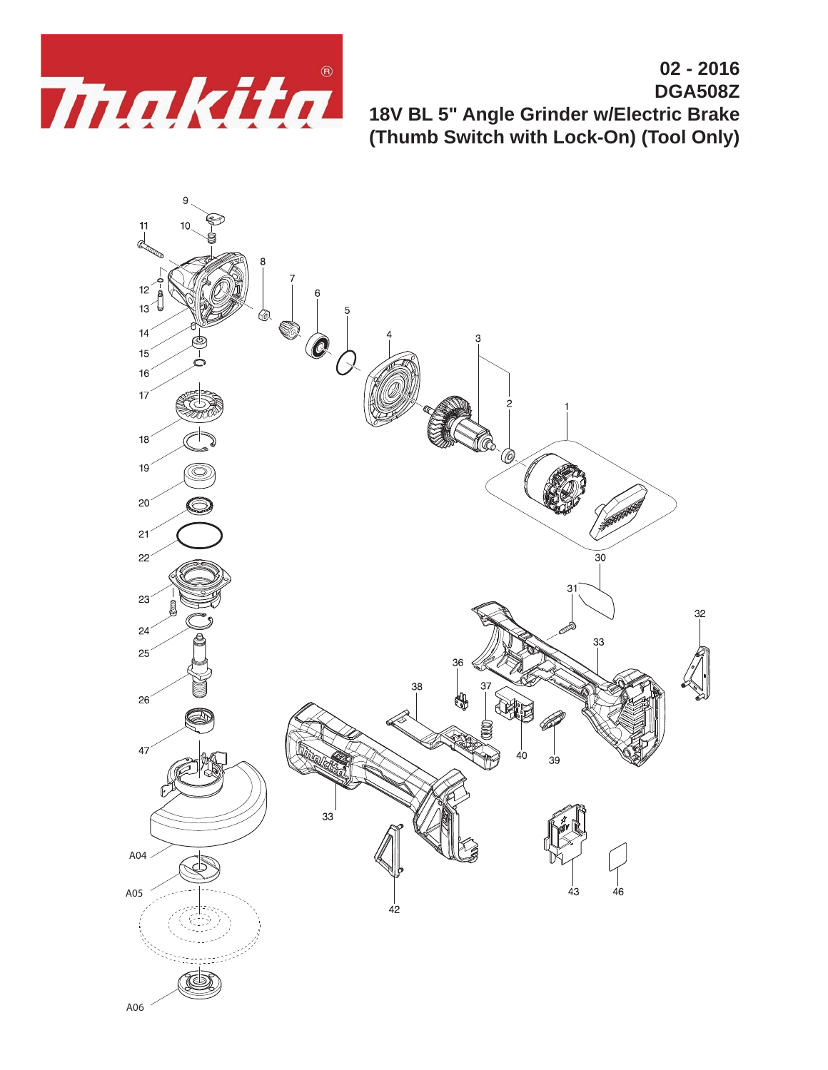**02 - 2016**

**DGA508Z**

**18V BL 5" Angle Grinder w/Electric Brake (Thumb Switch with Lock-On) (Tool Only)**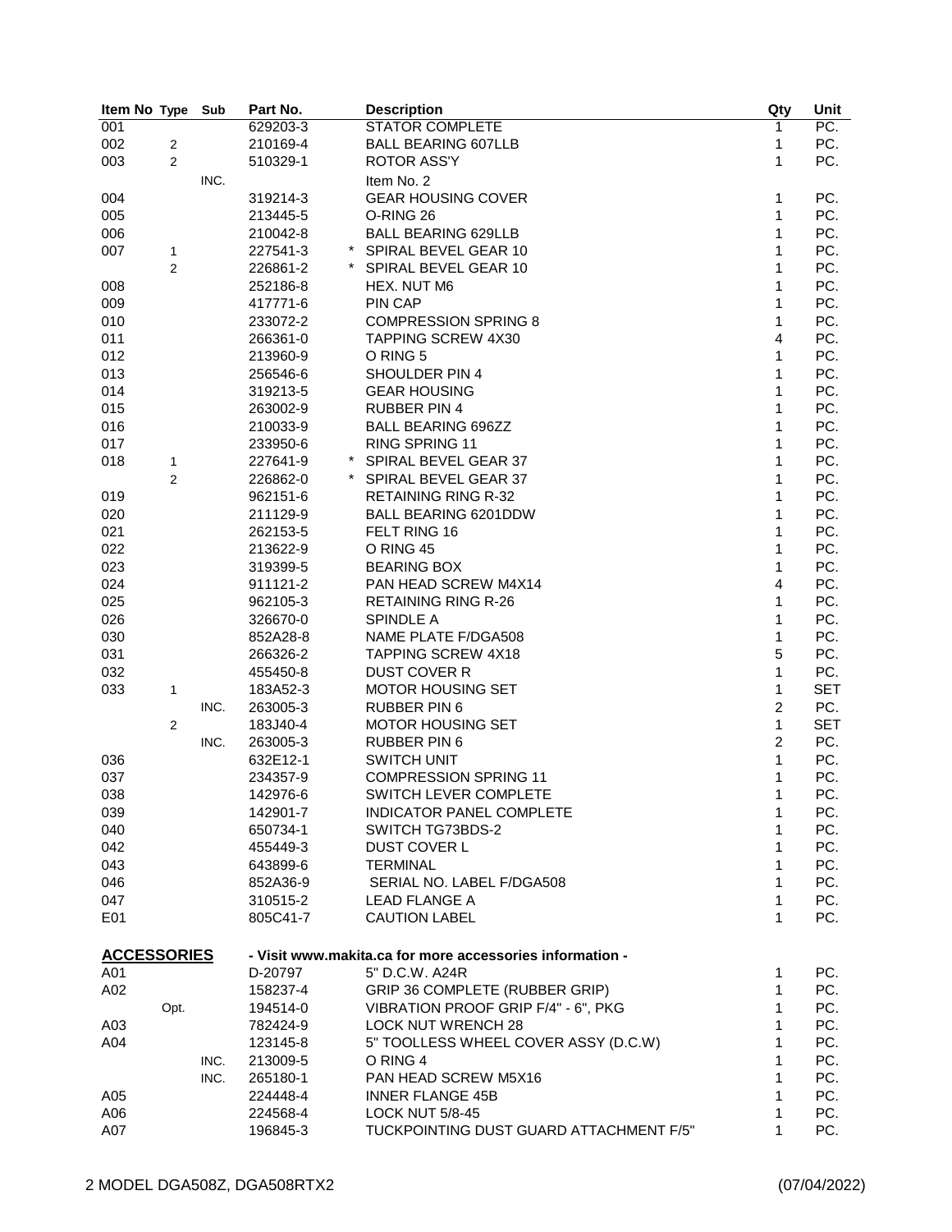| Item No | Type | Sub | Part No. | | Description | Qty | Unit |
|---|---|---|---|---|---|---|---|
| 001 | | | 629203-3 | | STATOR COMPLETE | 1 | PC. |
| 002 | 2 | | 210169-4 | | BALL BEARING 607LLB | 1 | PC. |
| 003 | 2 | | 510329-1 | | ROTOR ASS'Y | 1 | PC. |
| | | INC. | | | Item No. 2 | | |
| 004 | | | 319214-3 | | GEAR HOUSING COVER | 1 | PC. |
| 005 | | | 213445-5 | | O-RING 26 | 1 | PC. |
| 006 | | | 210042-8 | | BALL BEARING 629LLB | 1 | PC. |
| 007 | 1 | | 227541-3 | * | SPIRAL BEVEL GEAR 10 | 1 | PC. |
| | 2 | | 226861-2 | * | SPIRAL BEVEL GEAR 10 | 1 | PC. |
| 008 | | | 252186-8 | | HEX. NUT M6 | 1 | PC. |
| 009 | | | 417771-6 | | PIN CAP | 1 | PC. |
| 010 | | | 233072-2 | | COMPRESSION SPRING 8 | 1 | PC. |
| 011 | | | 266361-0 | | TAPPING SCREW 4X30 | 4 | PC. |
| 012 | | | 213960-9 | | O RING 5 | 1 | PC. |
| 013 | | | 256546-6 | | SHOULDER PIN 4 | 1 | PC. |
| 014 | | | 319213-5 | | GEAR HOUSING | 1 | PC. |
| 015 | | | 263002-9 | | RUBBER PIN 4 | 1 | PC. |
| 016 | | | 210033-9 | | BALL BEARING 696ZZ | 1 | PC. |
| 017 | | | 233950-6 | | RING SPRING 11 | 1 | PC. |
| 018 | 1 | | 227641-9 | * | SPIRAL BEVEL GEAR 37 | 1 | PC. |
| | 2 | | 226862-0 | * | SPIRAL BEVEL GEAR 37 | 1 | PC. |
| 019 | | | 962151-6 | | RETAINING RING R-32 | 1 | PC. |
| 020 | | | 211129-9 | | BALL BEARING 6201DDW | 1 | PC. |
| 021 | | | 262153-5 | | FELT RING 16 | 1 | PC. |
| 022 | | | 213622-9 | | O RING 45 | 1 | PC. |
| 023 | | | 319399-5 | | BEARING BOX | 1 | PC. |
| 024 | | | 911121-2 | | PAN HEAD SCREW M4X14 | 4 | PC. |
| 025 | | | 962105-3 | | RETAINING RING R-26 | 1 | PC. |
| 026 | | | 326670-0 | | SPINDLE A | 1 | PC. |
| 030 | | | 852A28-8 | | NAME PLATE F/DGA508 | 1 | PC. |
| 031 | | | 266326-2 | | TAPPING SCREW 4X18 | 5 | PC. |
| 032 | | | 455450-8 | | DUST COVER R | 1 | PC. |
| 033 | 1 | | 183A52-3 | | MOTOR HOUSING SET | 1 | SET |
| | | INC. | 263005-3 | | RUBBER PIN 6 | 2 | PC. |
| | 2 | | 183J40-4 | | MOTOR HOUSING SET | 1 | SET |
| | | INC. | 263005-3 | | RUBBER PIN 6 | 2 | PC. |
| 036 | | | 632E12-1 | | SWITCH UNIT | 1 | PC. |
| 037 | | | 234357-9 | | COMPRESSION SPRING 11 | 1 | PC. |
| 038 | | | 142976-6 | | SWITCH LEVER COMPLETE | 1 | PC. |
| 039 | | | 142901-7 | | INDICATOR PANEL COMPLETE | 1 | PC. |
| 040 | | | 650734-1 | | SWITCH TG73BDS-2 | 1 | PC. |
| 042 | | | 455449-3 | | DUST COVER L | 1 | PC. |
| 043 | | | 643899-6 | | TERMINAL | 1 | PC. |
| 046 | | | 852A36-9 | | SERIAL NO. LABEL F/DGA508 | 1 | PC. |
| 047 | | | 310515-2 | | LEAD FLANGE A | 1 | PC. |
| E01 | | | 805C41-7 | | CAUTION LABEL | 1 | PC. |

**ACCESSORIES** - Visit www.makita.ca for more accessories information -

| Item No | Type | Sub | Part No. | Description | Qty | Unit |
|---|---|---|---|---|---|---|
| A01 | | | D-20797 | 5" D.C.W. A24R | 1 | PC. |
| A02 | | | 158237-4 | GRIP 36 COMPLETE (RUBBER GRIP) | 1 | PC. |
| | Opt. | | 194514-0 | VIBRATION PROOF GRIP F/4" - 6", PKG | 1 | PC. |
| A03 | | | 782424-9 | LOCK NUT WRENCH 28 | 1 | PC. |
| A04 | | | 123145-8 | 5" TOOLLESS WHEEL COVER ASSY (D.C.W) | 1 | PC. |
| | | INC. | 213009-5 | O RING 4 | 1 | PC. |
| | | INC. | 265180-1 | PAN HEAD SCREW M5X16 | 1 | PC. |
| A05 | | | 224448-4 | INNER FLANGE 45B | 1 | PC. |
| A06 | | | 224568-4 | LOCK NUT 5/8-45 | 1 | PC. |
| A07 | | | 196845-3 | TUCKPOINTING DUST GUARD ATTACHMENT F/5" | 1 | PC. |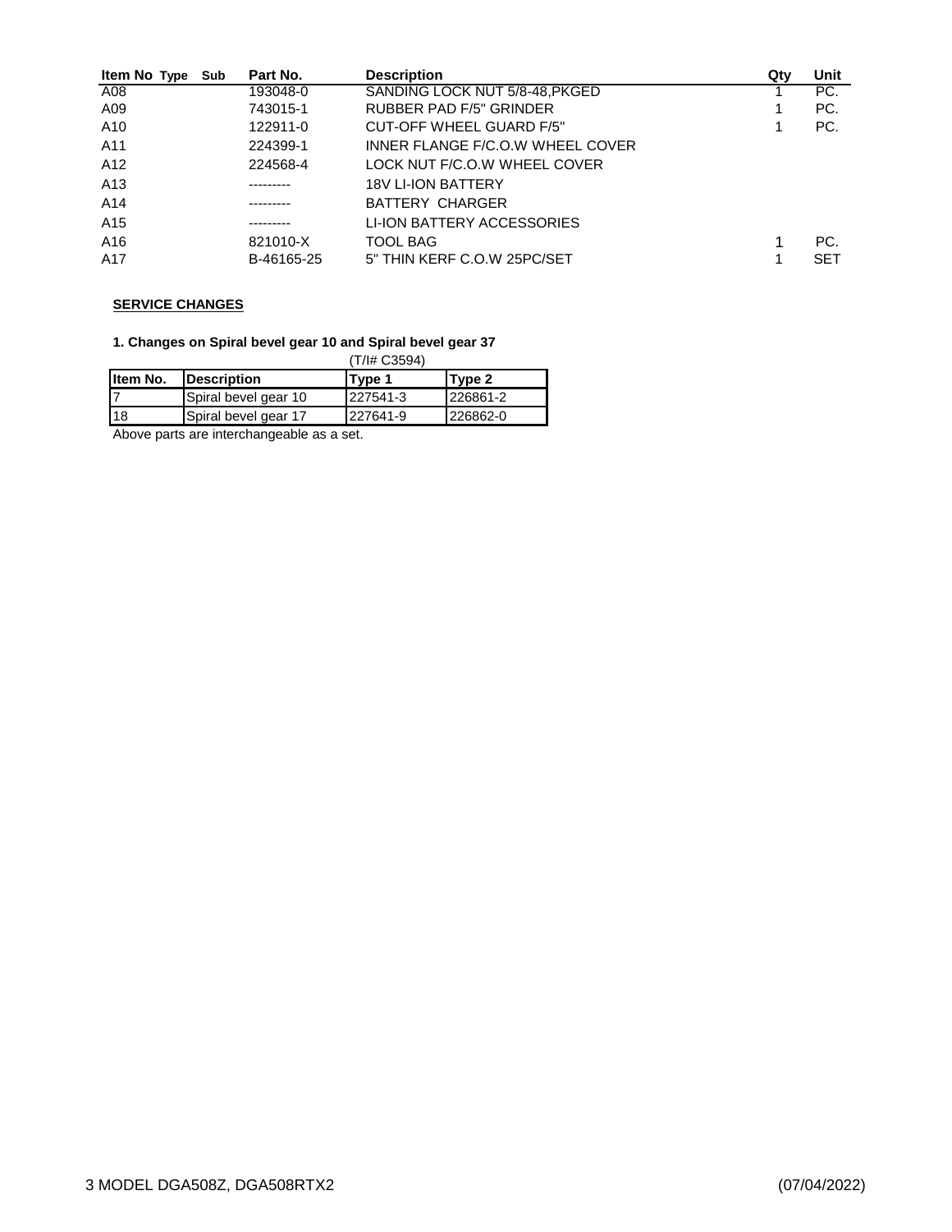| Item No Type Sub | Part No. | Description | Qty | Unit |
|---|---|---|---|---|
| A08 | 193048-0 | SANDING LOCK NUT 5/8-48,PKGED | 1 | PC. |
| A09 | 743015-1 | RUBBER PAD F/5" GRINDER | 1 | PC. |
| A10 | 122911-0 | CUT-OFF WHEEL GUARD F/5" | 1 | PC. |
| A11 | 224399-1 | INNER FLANGE F/C.O.W WHEEL COVER | | |
| A12 | 224568-4 | LOCK NUT F/C.O.W WHEEL COVER | | |
| A13 | --------- | 18V LI-ION BATTERY | | |
| A14 | --------- | BATTERY CHARGER | | |
| A15 | --------- | LI-ION BATTERY ACCESSORIES | | |
| A16 | 821010-X | TOOL BAG | 1 | PC. |
| A17 | B-46165-25 | 5" THIN KERF C.O.W 25PC/SET | 1 | SET |

**SERVICE CHANGES**

**1. Changes on Spiral bevel gear 10 and Spiral bevel gear 37**

(T/I# C3594)

| Item No. | Description | Type 1 | Type 2 |
|---|---|---|---|
| 7 | Spiral bevel gear 10 | 227541-3 | 226861-2 |
| 18 | Spiral bevel gear 17 | 227641-9 | 226862-0 |

Above parts are interchangeable as a set.